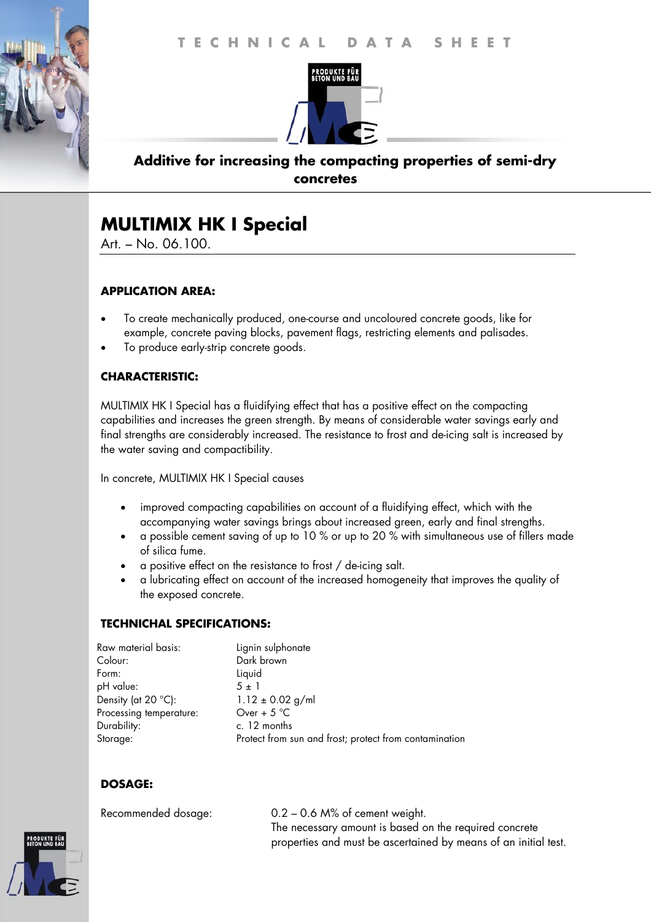TECHNICAL DATA SHEET

**Additive for increasing the compacting properties of semi-dry concretes**

# MULTIMIX HK I Special

Art. – No. 06.100.

### APPLICATION AREA:

- To create mechanically produced, one-course and uncoloured concrete goods, like for example, concrete paving blocks, pavement flags, restricting elements and palisades.
- To produce early-strip concrete goods.

### CHARACTERISTIC:

MULTIMIX HK I Special has a fluidifying effect that has a positive effect on the compacting capabilities and increases the green strength. By means of considerable water savings early and final strengths are considerably increased. The resistance to frost and de-icing salt is increased by the water saving and compactibility.

In concrete, MULTIMIX HK I Special causes

- improved compacting capabilities on account of a fluidifying effect, which with the accompanying water savings brings about increased green, early and final strengths.
- a possible cement saving of up to 10 % or up to 20 % with simultaneous use of fillers made of silica fume.
- a positive effect on the resistance to frost / de-icing salt.
- a lubricating effect on account of the increased homogeneity that improves the quality of the exposed concrete.

### TECHNICHAL SPECIFICATIONS:

| | |
|---|---|
| Raw material basis: | Lignin sulphonate |
| Colour: | Dark brown |
| Form: | Liquid |
| pH value: | 5 ± 1 |
| Density (at 20 °C): | 1.12 ± 0.02 g/ml |
| Processing temperature: | Over + 5 °C |
| Durability: | c. 12 months |
| Storage: | Protect from sun and frost; protect from contamination |

### DOSAGE:

| | |
|---|---|
| Recommended dosage: | 0.2 – 0.6 M% of cement weight. The necessary amount is based on the required concrete properties and must be ascertained by means of an initial test. |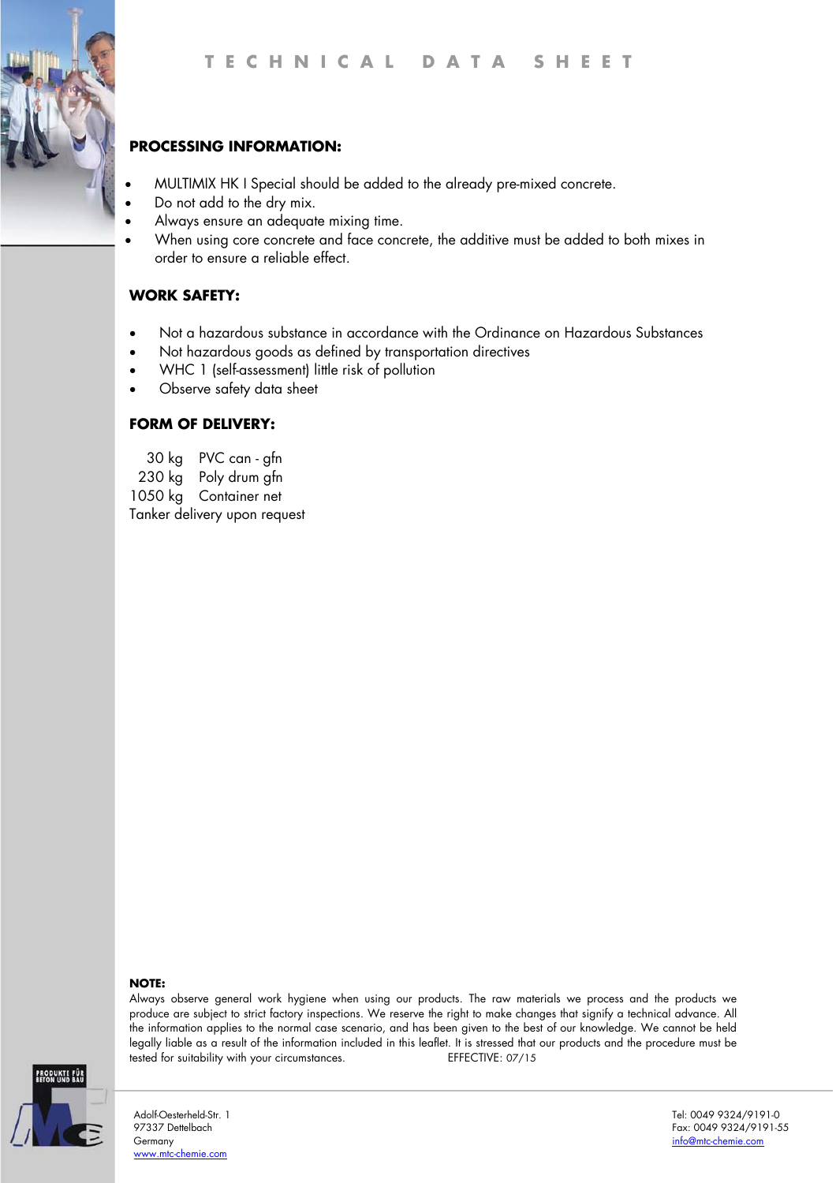## PROCESSING INFORMATION:

- MULTIMIX HK I Special should be added to the already pre-mixed concrete.
- Do not add to the dry mix.
- Always ensure an adequate mixing time.
- When using core concrete and face concrete, the additive must be added to both mixes in order to ensure a reliable effect.

## WORK SAFETY:

- Not a hazardous substance in accordance with the Ordinance on Hazardous Substances
- Not hazardous goods as defined by transportation directives
- WHC 1 (self-assessment) little risk of pollution
- Observe safety data sheet

## FORM OF DELIVERY:

| | |
|---|---|
| 30 kg | PVC can - gfn |
| 230 kg | Poly drum gfn |
| 1050 kg | Container net |

Tanker delivery upon request

**NOTE:**
Always observe general work hygiene when using our products. The raw materials we process and the products we produce are subject to strict factory inspections. We reserve the right to make changes that signify a technical advance. All the information applies to the normal case scenario, and has been given to the best of our knowledge. We cannot be held legally liable as a result of the information included in this leaflet. It is stressed that our products and the procedure must be tested for suitability with your circumstances. EFFECTIVE: 07/15

Adolf-Oesterheld-Str. 1
97337 Dettelbach
Germany
www.mtc-chemie.com

Tel: 0049 9324/9191-0
Fax: 0049 9324/9191-55
info@mtc-chemie.com